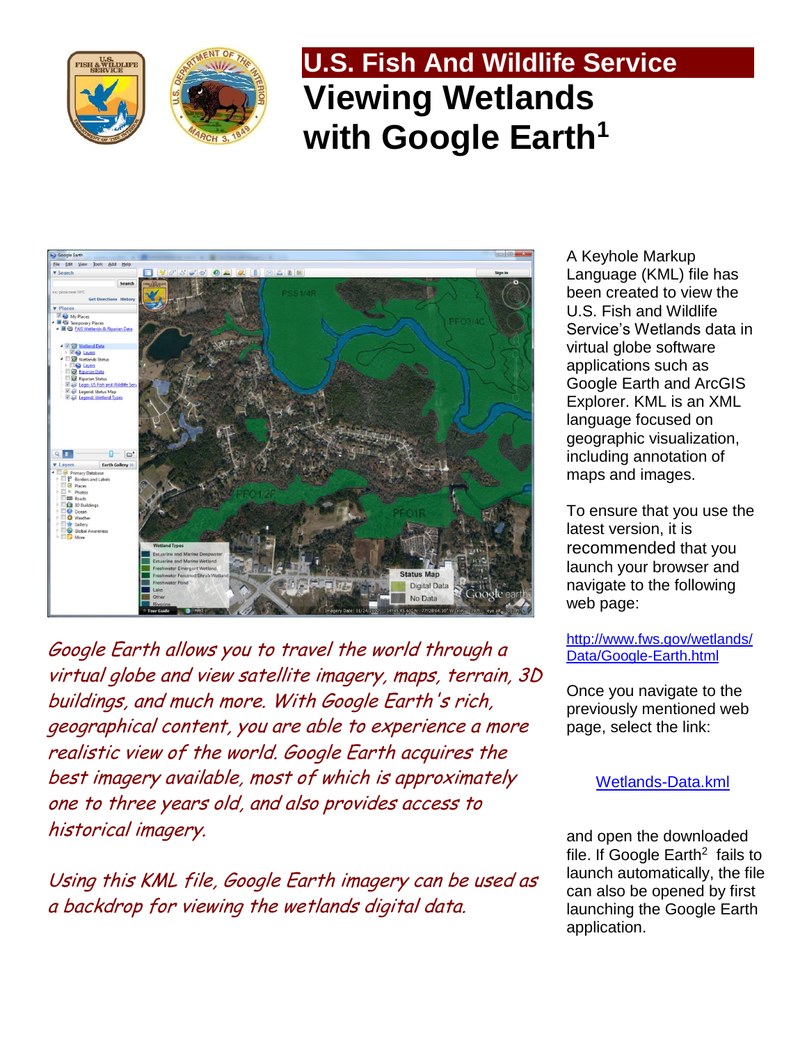# U.S. Fish And Wildlife Service

# Viewing Wetlands with Google Earth[1]

A Keyhole Markup Language (KML) file has been created to view the U.S. Fish and Wildlife Service's Wetlands data in virtual globe software applications such as Google Earth and ArcGIS Explorer. KML is an XML language focused on geographic visualization, including annotation of maps and images.

To ensure that you use the latest version, it is recommended that you launch your browser and navigate to the following web page:

http://www.fws.gov/wetlands/Data/Google-Earth.html

Once you navigate to the previously mentioned web page, select the link:

Wetlands-Data.kml

and open the downloaded file. If Google Earth[2] fails to launch automatically, the file can also be opened by first launching the Google Earth application.

*Google Earth allows you to travel the world through a virtual globe and view satellite imagery, maps, terrain, 3D buildings, and much more. With Google Earth's rich, geographical content, you are able to experience a more realistic view of the world. Google Earth acquires the best imagery available, most of which is approximately one to three years old, and also provides access to historical imagery.*

*Using this KML file, Google Earth imagery can be used as a backdrop for viewing the wetlands digital data.*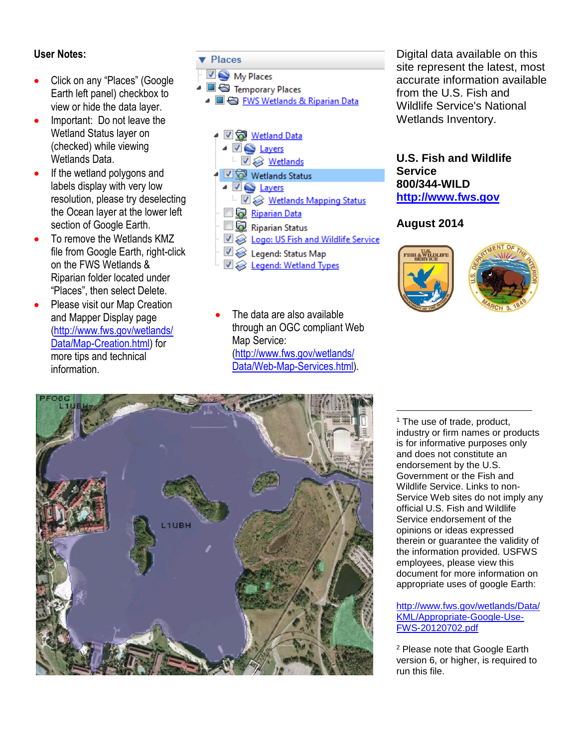**User Notes:**

- Click on any "Places" (Google Earth left panel) checkbox to view or hide the data layer.
- Important: Do not leave the Wetland Status layer on (checked) while viewing Wetlands Data.
- If the wetland polygons and labels display with very low resolution, please try deselecting the Ocean layer at the lower left section of Google Earth.
- To remove the Wetlands KMZ file from Google Earth, right-click on the FWS Wetlands & Riparian folder located under "Places", then select Delete.
- Please visit our Map Creation and Mapper Display page (http://www.fws.gov/wetlands/Data/Map-Creation.html) for more tips and technical information.

- The data are also available through an OGC compliant Web Map Service: (http://www.fws.gov/wetlands/Data/Web-Map-Services.html).

Digital data available on this site represent the latest, most accurate information available from the U.S. Fish and Wildlife Service's National Wetlands Inventory.

**U.S. Fish and Wildlife Service**
**800/344-WILD**
**http://www.fws.gov**

**August 2014**

[1] The use of trade, product, industry or firm names or products is for informative purposes only and does not constitute an endorsement by the U.S. Government or the Fish and Wildlife Service. Links to non-Service Web sites do not imply any official U.S. Fish and Wildlife Service endorsement of the opinions or ideas expressed therein or guarantee the validity of the information provided. USFWS employees, please view this document for more information on appropriate uses of google Earth:

http://www.fws.gov/wetlands/Data/KML/Appropriate-Google-Use-FWS-20120702.pdf

[2] Please note that Google Earth version 6, or higher, is required to run this file.